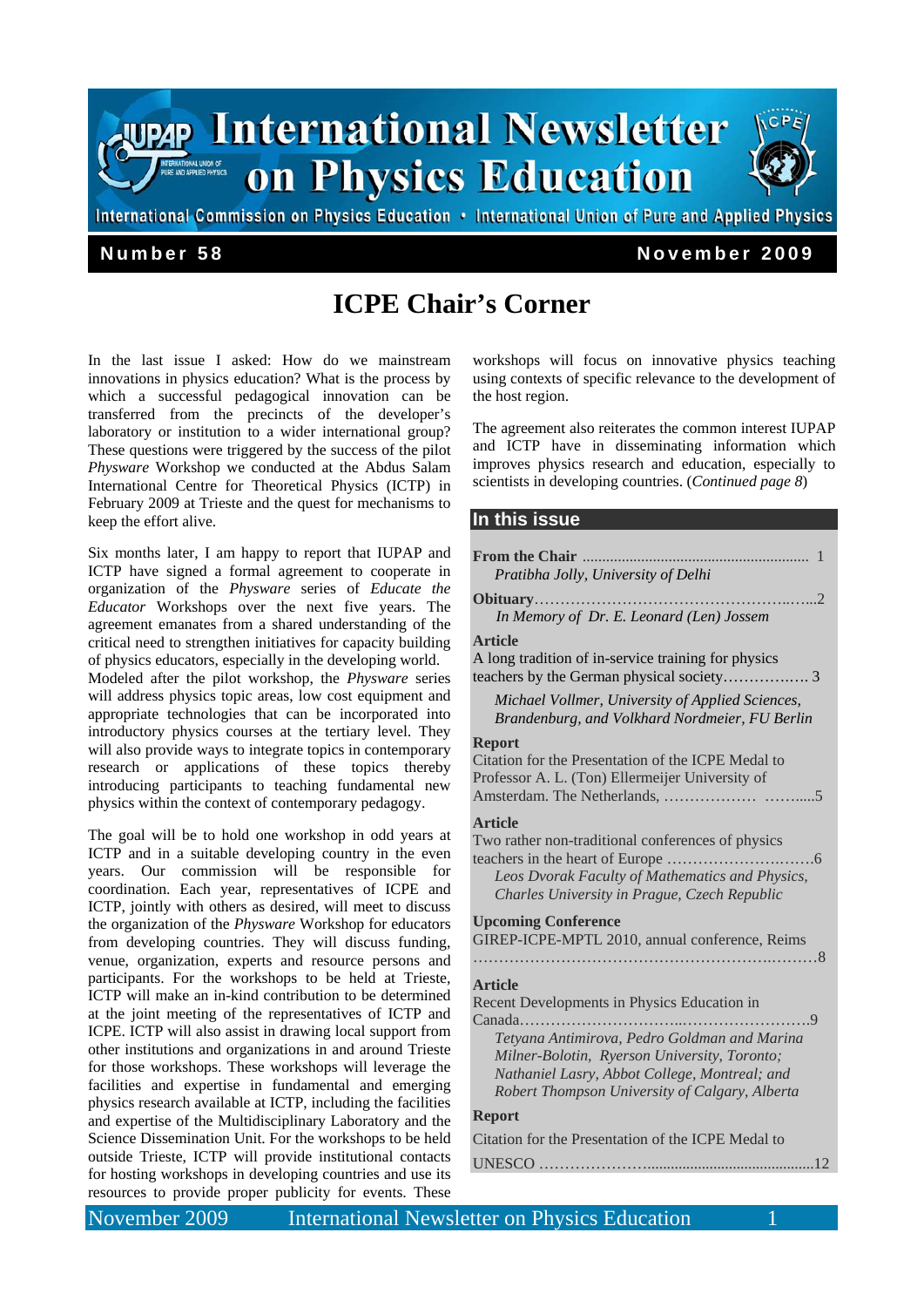# International Newsletter on Physics Education

International Commission on Physics Education • International Union of Pure and Applied Physics

**Number 58** **November 2009**

## ICPE Chair's Corner

In the last issue I asked: How do we mainstream innovations in physics education? What is the process by which a successful pedagogical innovation can be transferred from the precincts of the developer's laboratory or institution to a wider international group? These questions were triggered by the success of the pilot *Physware* Workshop we conducted at the Abdus Salam International Centre for Theoretical Physics (ICTP) in February 2009 at Trieste and the quest for mechanisms to keep the effort alive.

Six months later, I am happy to report that IUPAP and ICTP have signed a formal agreement to cooperate in organization of the *Physware* series of *Educate the Educator* Workshops over the next five years. The agreement emanates from a shared understanding of the critical need to strengthen initiatives for capacity building of physics educators, especially in the developing world. Modeled after the pilot workshop, the *Physware* series will address physics topic areas, low cost equipment and appropriate technologies that can be incorporated into introductory physics courses at the tertiary level. They will also provide ways to integrate topics in contemporary research or applications of these topics thereby introducing participants to teaching fundamental new physics within the context of contemporary pedagogy.

The goal will be to hold one workshop in odd years at ICTP and in a suitable developing country in the even years. Our commission will be responsible for coordination. Each year, representatives of ICPE and ICTP, jointly with others as desired, will meet to discuss the organization of the *Physware* Workshop for educators from developing countries. They will discuss funding, venue, organization, experts and resource persons and participants. For the workshops to be held at Trieste, ICTP will make an in-kind contribution to be determined at the joint meeting of the representatives of ICTP and ICPE. ICTP will also assist in drawing local support from other institutions and organizations in and around Trieste for those workshops. These workshops will leverage the facilities and expertise in fundamental and emerging physics research available at ICTP, including the facilities and expertise of the Multidisciplinary Laboratory and the Science Dissemination Unit. For the workshops to be held outside Trieste, ICTP will provide institutional contacts for hosting workshops in developing countries and use its resources to provide proper publicity for events. These workshops will focus on innovative physics teaching using contexts of specific relevance to the development of the host region.

The agreement also reiterates the common interest IUPAP and ICTP have in disseminating information which improves physics research and education, especially to scientists in developing countries. (*Continued page 8*)

### In this issue

**From the Chair** .......................................................... 1
*Pratibha Jolly, University of Delhi*

**Obituary**……………………………………………..…...2
*In Memory of Dr. E. Leonard (Len) Jossem*

**Article**
A long tradition of in-service training for physics teachers by the German physical society…………….… 3
*Michael Vollmer, University of Applied Sciences, Brandenburg, and Volkhard Nordmeier, FU Berlin*

**Report**
Citation for the Presentation of the ICPE Medal to Professor A. L. (Ton) Ellermeijer University of Amsterdam. The Netherlands, ……………… ……....5

**Article**
Two rather non-traditional conferences of physics teachers in the heart of Europe ……………….……….6
*Leos Dvorak Faculty of Mathematics and Physics, Charles University in Prague, Czech Republic*

**Upcoming Conference**
GIREP-ICPE-MPTL 2010, annual conference, Reims ……………………………………………………….……….8

**Article**
Recent Developments in Physics Education in Canada…………………………..…………………….9
*Tetyana Antimirova, Pedro Goldman and Marina Milner-Bolotin, Ryerson University, Toronto; Nathaniel Lasry, Abbot College, Montreal; and Robert Thompson University of Calgary, Alberta*

**Report**
Citation for the Presentation of the ICPE Medal to UNESCO …………………..........................................12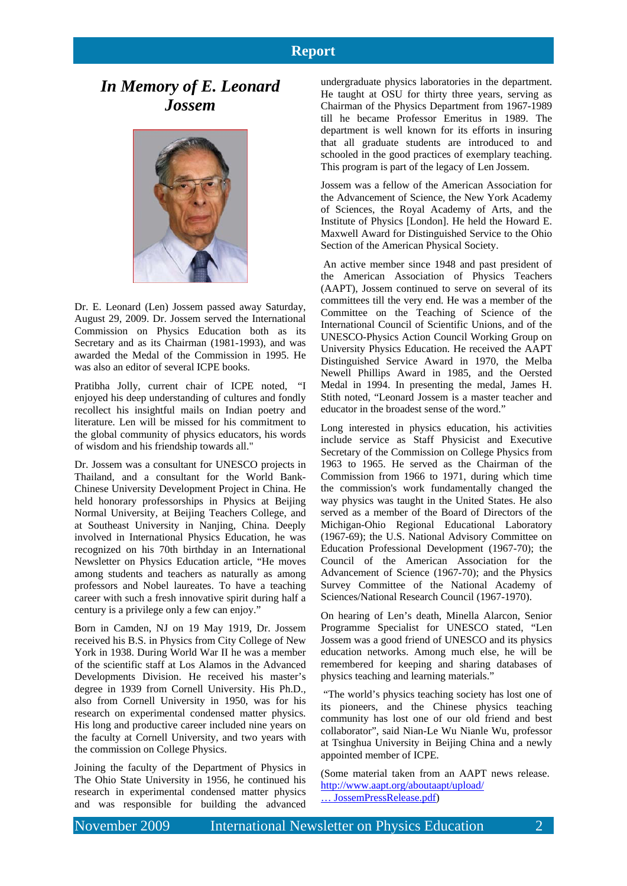# In Memory of E. Leonard Jossem

Dr. E. Leonard (Len) Jossem passed away Saturday, August 29, 2009. Dr. Jossem served the International Commission on Physics Education both as its Secretary and as its Chairman (1981-1993), and was awarded the Medal of the Commission in 1995. He was also an editor of several ICPE books.

Pratibha Jolly, current chair of ICPE noted, "I enjoyed his deep understanding of cultures and fondly recollect his insightful mails on Indian poetry and literature. Len will be missed for his commitment to the global community of physics educators, his words of wisdom and his friendship towards all."

Dr. Jossem was a consultant for UNESCO projects in Thailand, and a consultant for the World Bank-Chinese University Development Project in China. He held honorary professorships in Physics at Beijing Normal University, at Beijing Teachers College, and at Southeast University in Nanjing, China. Deeply involved in International Physics Education, he was recognized on his 70th birthday in an International Newsletter on Physics Education article, "He moves among students and teachers as naturally as among professors and Nobel laureates. To have a teaching career with such a fresh innovative spirit during half a century is a privilege only a few can enjoy."

Born in Camden, NJ on 19 May 1919, Dr. Jossem received his B.S. in Physics from City College of New York in 1938. During World War II he was a member of the scientific staff at Los Alamos in the Advanced Developments Division. He received his master's degree in 1939 from Cornell University. His Ph.D., also from Cornell University in 1950, was for his research on experimental condensed matter physics. His long and productive career included nine years on the faculty at Cornell University, and two years with the commission on College Physics.

Joining the faculty of the Department of Physics in The Ohio State University in 1956, he continued his research in experimental condensed matter physics and was responsible for building the advanced undergraduate physics laboratories in the department. He taught at OSU for thirty three years, serving as Chairman of the Physics Department from 1967-1989 till he became Professor Emeritus in 1989. The department is well known for its efforts in insuring that all graduate students are introduced to and schooled in the good practices of exemplary teaching. This program is part of the legacy of Len Jossem.

Jossem was a fellow of the American Association for the Advancement of Science, the New York Academy of Sciences, the Royal Academy of Arts, and the Institute of Physics [London]. He held the Howard E. Maxwell Award for Distinguished Service to the Ohio Section of the American Physical Society.

An active member since 1948 and past president of the American Association of Physics Teachers (AAPT), Jossem continued to serve on several of its committees till the very end. He was a member of the Committee on the Teaching of Science of the International Council of Scientific Unions, and of the UNESCO-Physics Action Council Working Group on University Physics Education. He received the AAPT Distinguished Service Award in 1970, the Melba Newell Phillips Award in 1985, and the Oersted Medal in 1994. In presenting the medal, James H. Stith noted, "Leonard Jossem is a master teacher and educator in the broadest sense of the word."

Long interested in physics education, his activities include service as Staff Physicist and Executive Secretary of the Commission on College Physics from 1963 to 1965. He served as the Chairman of the Commission from 1966 to 1971, during which time the commission's work fundamentally changed the way physics was taught in the United States. He also served as a member of the Board of Directors of the Michigan-Ohio Regional Educational Laboratory (1967-69); the U.S. National Advisory Committee on Education Professional Development (1967-70); the Council of the American Association for the Advancement of Science (1967-70); and the Physics Survey Committee of the National Academy of Sciences/National Research Council (1967-1970).

On hearing of Len's death, Minella Alarcon, Senior Programme Specialist for UNESCO stated, "Len Jossem was a good friend of UNESCO and its physics education networks. Among much else, he will be remembered for keeping and sharing databases of physics teaching and learning materials."

"The world's physics teaching society has lost one of its pioneers, and the Chinese physics teaching community has lost one of our old friend and best collaborator", said Nian-Le Wu Nianle Wu, professor at Tsinghua University in Beijing China and a newly appointed member of ICPE.

(Some material taken from an AAPT news release. http://www.aapt.org/aboutaapt/upload/ … JossemPressRelease.pdf)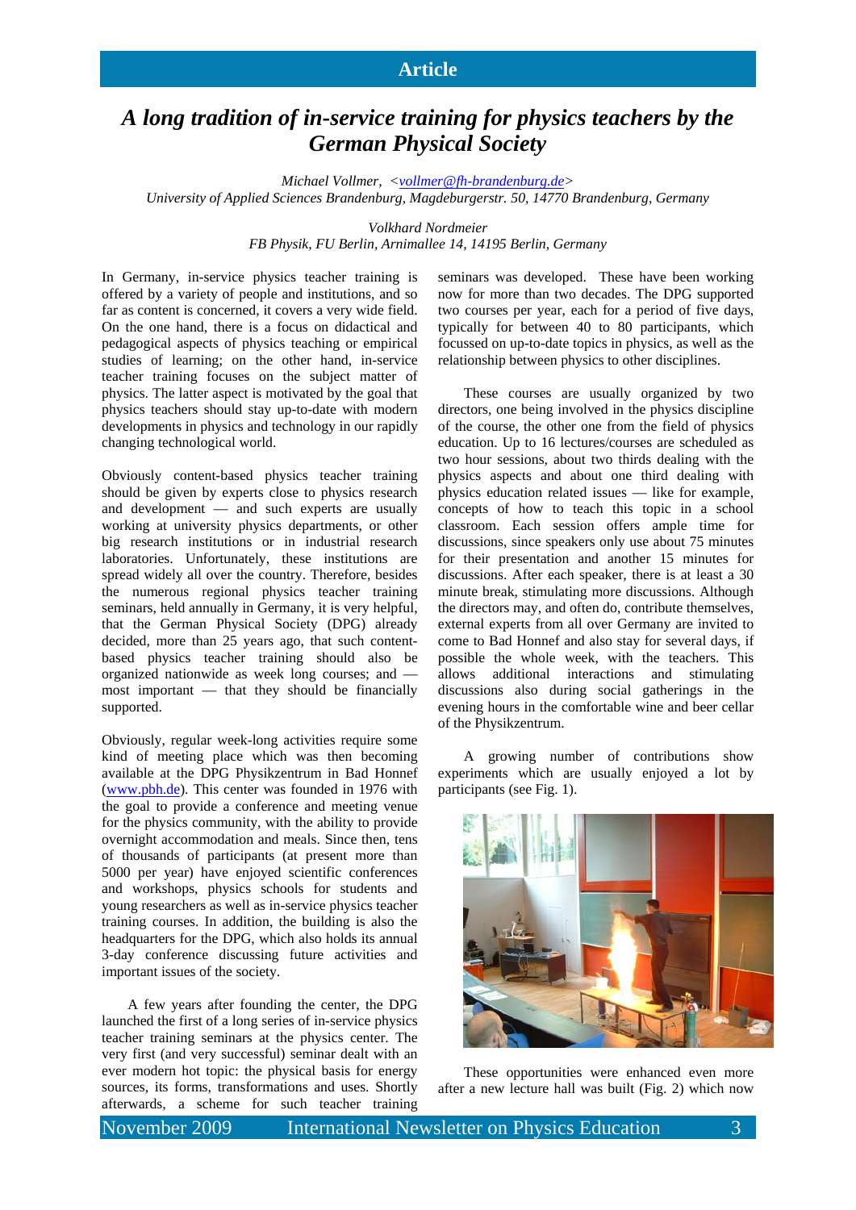Article

# *A long tradition of in-service training for physics teachers by the German Physical Society*

*Michael Vollmer, <vollmer@fh-brandenburg.de>*
*University of Applied Sciences Brandenburg, Magdeburgerstr. 50, 14770 Brandenburg, Germany*

*Volkhard Nordmeier*
*FB Physik, FU Berlin, Arnimallee 14, 14195 Berlin, Germany*

In Germany, in-service physics teacher training is offered by a variety of people and institutions, and so far as content is concerned, it covers a very wide field. On the one hand, there is a focus on didactical and pedagogical aspects of physics teaching or empirical studies of learning; on the other hand, in-service teacher training focuses on the subject matter of physics. The latter aspect is motivated by the goal that physics teachers should stay up-to-date with modern developments in physics and technology in our rapidly changing technological world.

Obviously content-based physics teacher training should be given by experts close to physics research and development — and such experts are usually working at university physics departments, or other big research institutions or in industrial research laboratories. Unfortunately, these institutions are spread widely all over the country. Therefore, besides the numerous regional physics teacher training seminars, held annually in Germany, it is very helpful, that the German Physical Society (DPG) already decided, more than 25 years ago, that such content-based physics teacher training should also be organized nationwide as week long courses; and — most important — that they should be financially supported.

Obviously, regular week-long activities require some kind of meeting place which was then becoming available at the DPG Physikzentrum in Bad Honnef (www.pbh.de). This center was founded in 1976 with the goal to provide a conference and meeting venue for the physics community, with the ability to provide overnight accommodation and meals. Since then, tens of thousands of participants (at present more than 5000 per year) have enjoyed scientific conferences and workshops, physics schools for students and young researchers as well as in-service physics teacher training courses. In addition, the building is also the headquarters for the DPG, which also holds its annual 3-day conference discussing future activities and important issues of the society.

A few years after founding the center, the DPG launched the first of a long series of in-service physics teacher training seminars at the physics center. The very first (and very successful) seminar dealt with an ever modern hot topic: the physical basis for energy sources, its forms, transformations and uses. Shortly afterwards, a scheme for such teacher training seminars was developed. These have been working now for more than two decades. The DPG supported two courses per year, each for a period of five days, typically for between 40 to 80 participants, which focussed on up-to-date topics in physics, as well as the relationship between physics to other disciplines.

These courses are usually organized by two directors, one being involved in the physics discipline of the course, the other one from the field of physics education. Up to 16 lectures/courses are scheduled as two hour sessions, about two thirds dealing with physics aspects and about one third dealing with physics education related issues — like for example, concepts of how to teach this topic in a school classroom. Each session offers ample time for discussions, since speakers only use about 75 minutes for their presentation and another 15 minutes for discussions. After each speaker, there is at least a 30 minute break, stimulating more discussions. Although the directors may, and often do, contribute themselves, external experts from all over Germany are invited to come to Bad Honnef and also stay for several days, if possible the whole week, with the teachers. This allows additional interactions and stimulating discussions also during social gatherings in the evening hours in the comfortable wine and beer cellar of the Physikzentrum.

A growing number of contributions show experiments which are usually enjoyed a lot by participants (see Fig. 1).

These opportunities were enhanced even more after a new lecture hall was built (Fig. 2) which now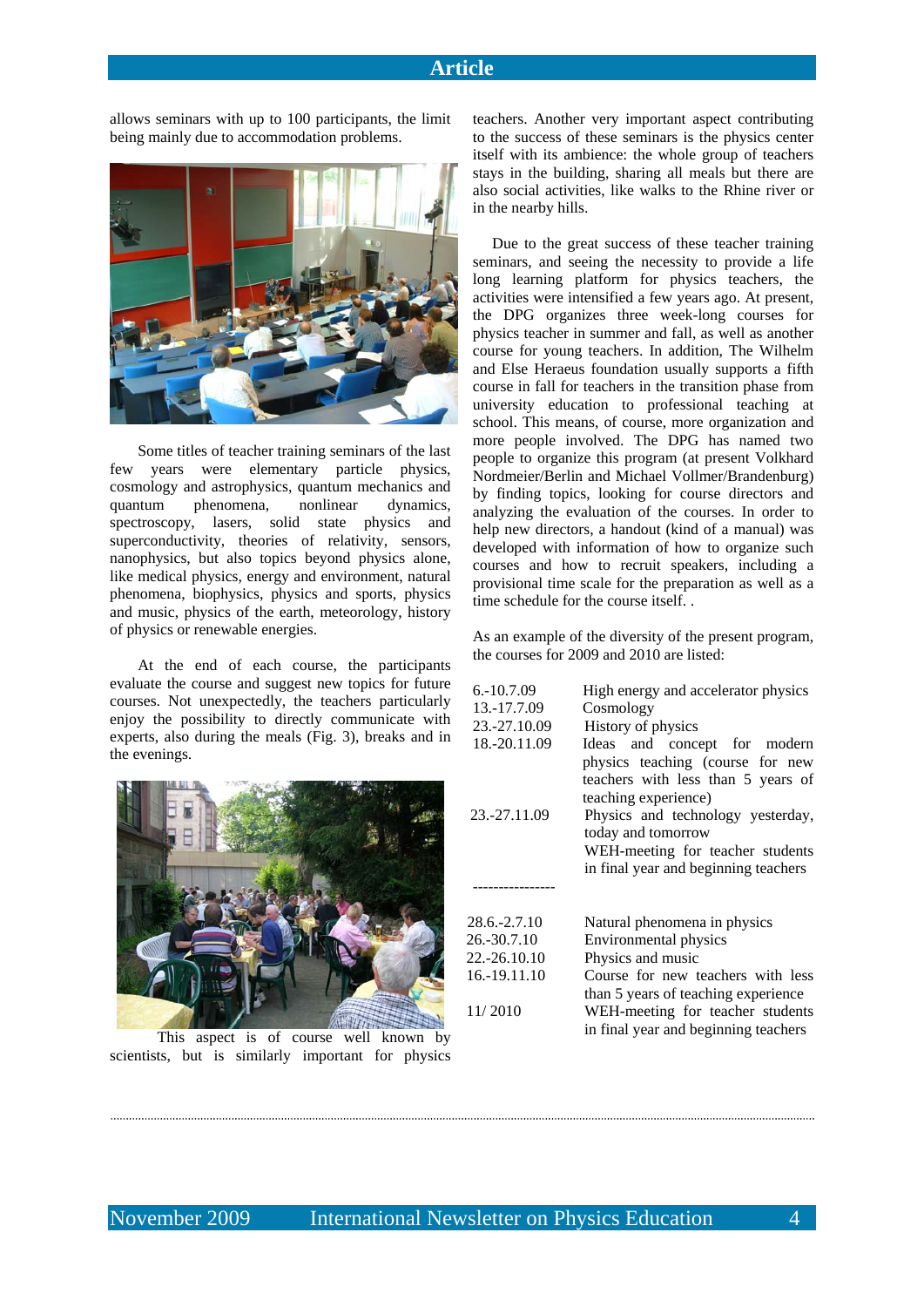allows seminars with up to 100 participants, the limit being mainly due to accommodation problems.

Some titles of teacher training seminars of the last few years were elementary particle physics, cosmology and astrophysics, quantum mechanics and quantum phenomena, nonlinear dynamics, spectroscopy, lasers, solid state physics and superconductivity, theories of relativity, sensors, nanophysics, but also topics beyond physics alone, like medical physics, energy and environment, natural phenomena, biophysics, physics and sports, physics and music, physics of the earth, meteorology, history of physics or renewable energies.

At the end of each course, the participants evaluate the course and suggest new topics for future courses. Not unexpectedly, the teachers particularly enjoy the possibility to directly communicate with experts, also during the meals (Fig. 3), breaks and in the evenings.

This aspect is of course well known by scientists, but is similarly important for physics teachers. Another very important aspect contributing to the success of these seminars is the physics center itself with its ambience: the whole group of teachers stays in the building, sharing all meals but there are also social activities, like walks to the Rhine river or in the nearby hills.

Due to the great success of these teacher training seminars, and seeing the necessity to provide a life long learning platform for physics teachers, the activities were intensified a few years ago. At present, the DPG organizes three week-long courses for physics teacher in summer and fall, as well as another course for young teachers. In addition, The Wilhelm and Else Heraeus foundation usually supports a fifth course in fall for teachers in the transition phase from university education to professional teaching at school. This means, of course, more organization and more people involved. The DPG has named two people to organize this program (at present Volkhard Nordmeier/Berlin and Michael Vollmer/Brandenburg) by finding topics, looking for course directors and analyzing the evaluation of the courses. In order to help new directors, a handout (kind of a manual) was developed with information of how to organize such courses and how to recruit speakers, including a provisional time scale for the preparation as well as a time schedule for the course itself. .

As an example of the diversity of the present program, the courses for 2009 and 2010 are listed:

| | |
|---|---|
| 6.-10.7.09 | High energy and accelerator physics |
| 13.-17.7.09 | Cosmology |
| 23.-27.10.09 | History of physics |
| 18.-20.11.09 | Ideas and concept for modern physics teaching (course for new teachers with less than 5 years of teaching experience) |
| 23.-27.11.09 | Physics and technology yesterday, today and tomorrow |
| | WEH-meeting for teacher students in final year and beginning teachers |
| ---------------- | |
| 28.6.-2.7.10 | Natural phenomena in physics |
| 26.-30.7.10 | Environmental physics |
| 22.-26.10.10 | Physics and music |
| 16.-19.11.10 | Course for new teachers with less than 5 years of teaching experience |
| 11/ 2010 | WEH-meeting for teacher students in final year and beginning teachers |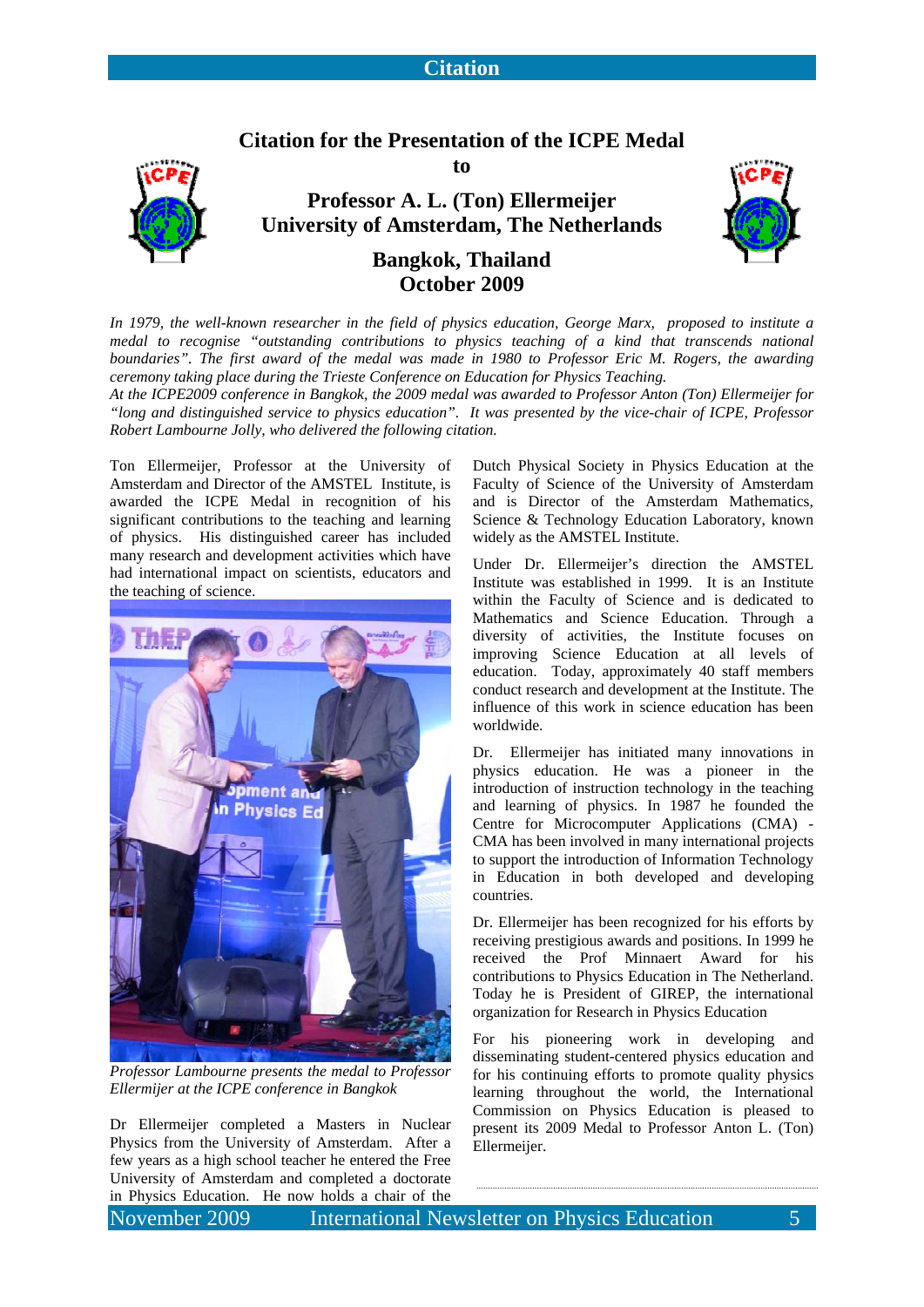## Citation

# Citation for the Presentation of the ICPE Medal to Professor A. L. (Ton) Ellermeijer University of Amsterdam, The Netherlands

### Bangkok, Thailand October 2009

*In 1979, the well-known researcher in the field of physics education, George Marx, proposed to institute a medal to recognise "outstanding contributions to physics teaching of a kind that transcends national boundaries". The first award of the medal was made in 1980 to Professor Eric M. Rogers, the awarding ceremony taking place during the Trieste Conference on Education for Physics Teaching.*

*At the ICPE2009 conference in Bangkok, the 2009 medal was awarded to Professor Anton (Ton) Ellermeijer for "long and distinguished service to physics education". It was presented by the vice-chair of ICPE, Professor Robert Lambourne Jolly, who delivered the following citation.*

Ton Ellermeijer, Professor at the University of Amsterdam and Director of the AMSTEL Institute, is awarded the ICPE Medal in recognition of his significant contributions to the teaching and learning of physics. His distinguished career has included many research and development activities which have had international impact on scientists, educators and the teaching of science.

*Professor Lambourne presents the medal to Professor Ellermijer at the ICPE conference in Bangkok*

Dr Ellermeijer completed a Masters in Nuclear Physics from the University of Amsterdam. After a few years as a high school teacher he entered the Free University of Amsterdam and completed a doctorate in Physics Education. He now holds a chair of the Dutch Physical Society in Physics Education at the Faculty of Science of the University of Amsterdam and is Director of the Amsterdam Mathematics, Science & Technology Education Laboratory, known widely as the AMSTEL Institute.

Under Dr. Ellermeijer's direction the AMSTEL Institute was established in 1999. It is an Institute within the Faculty of Science and is dedicated to Mathematics and Science Education. Through a diversity of activities, the Institute focuses on improving Science Education at all levels of education. Today, approximately 40 staff members conduct research and development at the Institute. The influence of this work in science education has been worldwide.

Dr. Ellermeijer has initiated many innovations in physics education. He was a pioneer in the introduction of instruction technology in the teaching and learning of physics. In 1987 he founded the Centre for Microcomputer Applications (CMA) - CMA has been involved in many international projects to support the introduction of Information Technology in Education in both developed and developing countries.

Dr. Ellermeijer has been recognized for his efforts by receiving prestigious awards and positions. In 1999 he received the Prof Minnaert Award for his contributions to Physics Education in The Netherland. Today he is President of GIREP, the international organization for Research in Physics Education

For his pioneering work in developing and disseminating student-centered physics education and for his continuing efforts to promote quality physics learning throughout the world, the International Commission on Physics Education is pleased to present its 2009 Medal to Professor Anton L. (Ton) Ellermeijer.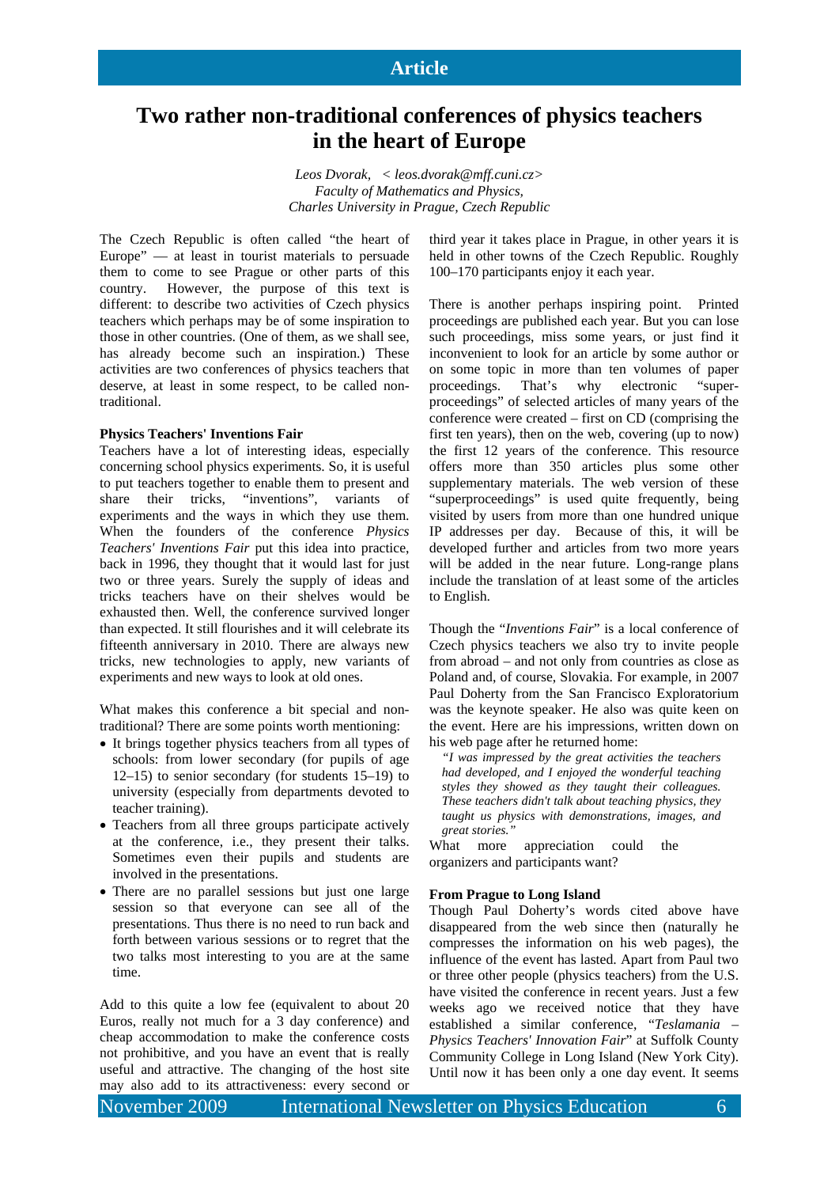# Two rather non-traditional conferences of physics teachers in the heart of Europe

*Leos Dvorak, < leos.dvorak@mff.cuni.cz>*
*Faculty of Mathematics and Physics,*
*Charles University in Prague, Czech Republic*

The Czech Republic is often called "the heart of Europe" — at least in tourist materials to persuade them to come to see Prague or other parts of this country. However, the purpose of this text is different: to describe two activities of Czech physics teachers which perhaps may be of some inspiration to those in other countries. (One of them, as we shall see, has already become such an inspiration.) These activities are two conferences of physics teachers that deserve, at least in some respect, to be called non-traditional.

**Physics Teachers' Inventions Fair**

Teachers have a lot of interesting ideas, especially concerning school physics experiments. So, it is useful to put teachers together to enable them to present and share their tricks, "inventions", variants of experiments and the ways in which they use them. When the founders of the conference *Physics Teachers' Inventions Fair* put this idea into practice, back in 1996, they thought that it would last for just two or three years. Surely the supply of ideas and tricks teachers have on their shelves would be exhausted then. Well, the conference survived longer than expected. It still flourishes and it will celebrate its fifteenth anniversary in 2010. There are always new tricks, new technologies to apply, new variants of experiments and new ways to look at old ones.

What makes this conference a bit special and non-traditional? There are some points worth mentioning:

- It brings together physics teachers from all types of schools: from lower secondary (for pupils of age 12–15) to senior secondary (for students 15–19) to university (especially from departments devoted to teacher training).
- Teachers from all three groups participate actively at the conference, i.e., they present their talks. Sometimes even their pupils and students are involved in the presentations.
- There are no parallel sessions but just one large session so that everyone can see all of the presentations. Thus there is no need to run back and forth between various sessions or to regret that the two talks most interesting to you are at the same time.

Add to this quite a low fee (equivalent to about 20 Euros, really not much for a 3 day conference) and cheap accommodation to make the conference costs not prohibitive, and you have an event that is really useful and attractive. The changing of the host site may also add to its attractiveness: every second or third year it takes place in Prague, in other years it is held in other towns of the Czech Republic. Roughly 100–170 participants enjoy it each year.

There is another perhaps inspiring point. Printed proceedings are published each year. But you can lose such proceedings, miss some years, or just find it inconvenient to look for an article by some author or on some topic in more than ten volumes of paper proceedings. That's why electronic "super-proceedings" of selected articles of many years of the conference were created – first on CD (comprising the first ten years), then on the web, covering (up to now) the first 12 years of the conference. This resource offers more than 350 articles plus some other supplementary materials. The web version of these "superproceedings" is used quite frequently, being visited by users from more than one hundred unique IP addresses per day. Because of this, it will be developed further and articles from two more years will be added in the near future. Long-range plans include the translation of at least some of the articles to English.

Though the "*Inventions Fair*" is a local conference of Czech physics teachers we also try to invite people from abroad – and not only from countries as close as Poland and, of course, Slovakia. For example, in 2007 Paul Doherty from the San Francisco Exploratorium was the keynote speaker. He also was quite keen on the event. Here are his impressions, written down on his web page after he returned home:

> *"I was impressed by the great activities the teachers had developed, and I enjoyed the wonderful teaching styles they showed as they taught their colleagues. These teachers didn't talk about teaching physics, they taught us physics with demonstrations, images, and great stories."*

What more appreciation could the organizers and participants want?

**From Prague to Long Island**

Though Paul Doherty's words cited above have disappeared from the web since then (naturally he compresses the information on his web pages), the influence of the event has lasted. Apart from Paul two or three other people (physics teachers) from the U.S. have visited the conference in recent years. Just a few weeks ago we received notice that they have established a similar conference, "*Teslamania – Physics Teachers' Innovation Fair*" at Suffolk County Community College in Long Island (New York City). Until now it has been only a one day event. It seems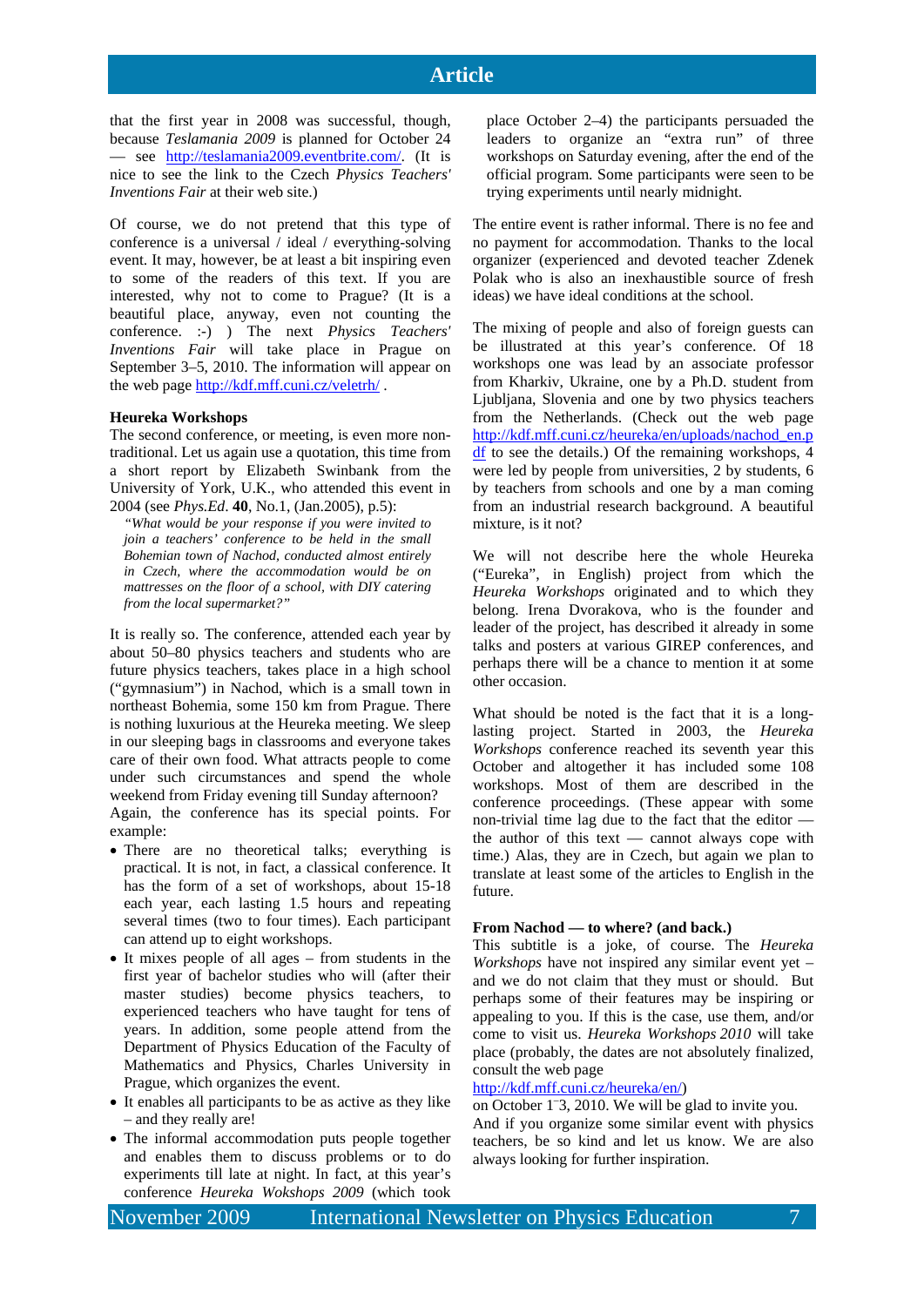that the first year in 2008 was successful, though, because *Teslamania 2009* is planned for October 24 — see http://teslamania2009.eventbrite.com/. (It is nice to see the link to the Czech *Physics Teachers' Inventions Fair* at their web site.)

Of course, we do not pretend that this type of conference is a universal / ideal / everything-solving event. It may, however, be at least a bit inspiring even to some of the readers of this text. If you are interested, why not to come to Prague? (It is a beautiful place, anyway, even not counting the conference. :-) ) The next *Physics Teachers' Inventions Fair* will take place in Prague on September 3–5, 2010. The information will appear on the web page http://kdf.mff.cuni.cz/veletrh/ .

**Heureka Workshops**

The second conference, or meeting, is even more non-traditional. Let us again use a quotation, this time from a short report by Elizabeth Swinbank from the University of York, U.K., who attended this event in 2004 (see *Phys.Ed*. **40**, No.1, (Jan.2005), p.5):

> *"What would be your response if you were invited to join a teachers' conference to be held in the small Bohemian town of Nachod, conducted almost entirely in Czech, where the accommodation would be on mattresses on the floor of a school, with DIY catering from the local supermarket?"*

It is really so. The conference, attended each year by about 50–80 physics teachers and students who are future physics teachers, takes place in a high school ("gymnasium") in Nachod, which is a small town in northeast Bohemia, some 150 km from Prague. There is nothing luxurious at the Heureka meeting. We sleep in our sleeping bags in classrooms and everyone takes care of their own food. What attracts people to come under such circumstances and spend the whole weekend from Friday evening till Sunday afternoon?

Again, the conference has its special points. For example:

- There are no theoretical talks; everything is practical. It is not, in fact, a classical conference. It has the form of a set of workshops, about 15-18 each year, each lasting 1.5 hours and repeating several times (two to four times). Each participant can attend up to eight workshops.
- It mixes people of all ages – from students in the first year of bachelor studies who will (after their master studies) become physics teachers, to experienced teachers who have taught for tens of years. In addition, some people attend from the Department of Physics Education of the Faculty of Mathematics and Physics, Charles University in Prague, which organizes the event.
- It enables all participants to be as active as they like – and they really are!
- The informal accommodation puts people together and enables them to discuss problems or to do experiments till late at night. In fact, at this year's conference *Heureka Wokshops 2009* (which took place October 2–4) the participants persuaded the leaders to organize an "extra run" of three workshops on Saturday evening, after the end of the official program. Some participants were seen to be trying experiments until nearly midnight.

The entire event is rather informal. There is no fee and no payment for accommodation. Thanks to the local organizer (experienced and devoted teacher Zdenek Polak who is also an inexhaustible source of fresh ideas) we have ideal conditions at the school.

The mixing of people and also of foreign guests can be illustrated at this year's conference. Of 18 workshops one was lead by an associate professor from Kharkiv, Ukraine, one by a Ph.D. student from Ljubljana, Slovenia and one by two physics teachers from the Netherlands. (Check out the web page http://kdf.mff.cuni.cz/heureka/en/uploads/nachod_en.pdf to see the details.) Of the remaining workshops, 4 were led by people from universities, 2 by students, 6 by teachers from schools and one by a man coming from an industrial research background. A beautiful mixture, is it not?

We will not describe here the whole Heureka ("Eureka", in English) project from which the *Heureka Workshops* originated and to which they belong. Irena Dvorakova, who is the founder and leader of the project, has described it already in some talks and posters at various GIREP conferences, and perhaps there will be a chance to mention it at some other occasion.

What should be noted is the fact that it is a long-lasting project. Started in 2003, the *Heureka Workshops* conference reached its seventh year this October and altogether it has included some 108 workshops. Most of them are described in the conference proceedings. (These appear with some non-trivial time lag due to the fact that the editor — the author of this text — cannot always cope with time.) Alas, they are in Czech, but again we plan to translate at least some of the articles to English in the future.

**From Nachod — to where? (and back.)**

This subtitle is a joke, of course. The *Heureka Workshops* have not inspired any similar event yet – and we do not claim that they must or should. But perhaps some of their features may be inspiring or appealing to you. If this is the case, use them, and/or come to visit us. *Heureka Workshops 2010* will take place (probably, the dates are not absolutely finalized, consult the web page http://kdf.mff.cuni.cz/heureka/en/) on October 1–3, 2010. We will be glad to invite you.

And if you organize some similar event with physics teachers, be so kind and let us know. We are also always looking for further inspiration.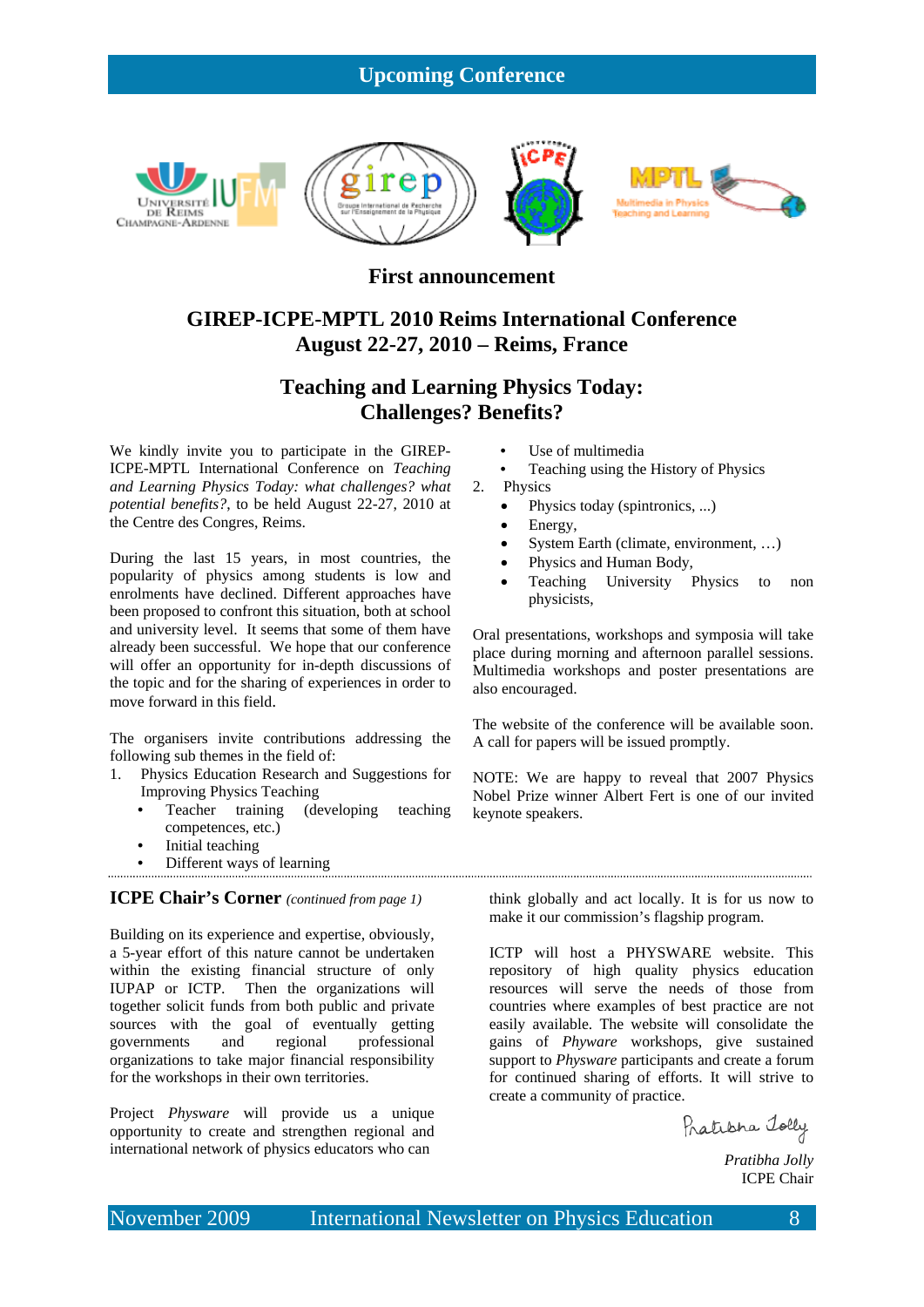## Upcoming Conference

### First announcement

## GIREP-ICPE-MPTL 2010 Reims International Conference
## August 22-27, 2010 – Reims, France

## Teaching and Learning Physics Today: Challenges? Benefits?

We kindly invite you to participate in the GIREP-ICPE-MPTL International Conference on *Teaching and Learning Physics Today: what challenges? what potential benefits?*, to be held August 22-27, 2010 at the Centre des Congres, Reims.

During the last 15 years, in most countries, the popularity of physics among students is low and enrolments have declined. Different approaches have been proposed to confront this situation, both at school and university level. It seems that some of them have already been successful. We hope that our conference will offer an opportunity for in-depth discussions of the topic and for the sharing of experiences in order to move forward in this field.

The organisers invite contributions addressing the following sub themes in the field of:

1. Physics Education Research and Suggestions for Improving Physics Teaching
   - Teacher training (developing teaching competences, etc.)
   - Initial teaching
   - Different ways of learning
   - Use of multimedia
   - Teaching using the History of Physics
2. Physics
   - Physics today (spintronics, ...)
   - Energy,
   - System Earth (climate, environment, …)
   - Physics and Human Body,
   - Teaching University Physics to non physicists,

Oral presentations, workshops and symposia will take place during morning and afternoon parallel sessions. Multimedia workshops and poster presentations are also encouraged.

The website of the conference will be available soon. A call for papers will be issued promptly.

NOTE: We are happy to reveal that 2007 Physics Nobel Prize winner Albert Fert is one of our invited keynote speakers.

---

### ICPE Chair's Corner *(continued from page 1)*

Building on its experience and expertise, obviously, a 5-year effort of this nature cannot be undertaken within the existing financial structure of only IUPAP or ICTP. Then the organizations will together solicit funds from both public and private sources with the goal of eventually getting governments and regional professional organizations to take major financial responsibility for the workshops in their own territories.

Project *Physware* will provide us a unique opportunity to create and strengthen regional and international network of physics educators who can think globally and act locally. It is for us now to make it our commission's flagship program.

ICTP will host a PHYSWARE website. This repository of high quality physics education resources will serve the needs of those from countries where examples of best practice are not easily available. The website will consolidate the gains of *Physware* workshops, give sustained support to *Physware* participants and create a forum for continued sharing of efforts. It will strive to create a community of practice.

Pratibha Jolly

*Pratibha Jolly*
ICPE Chair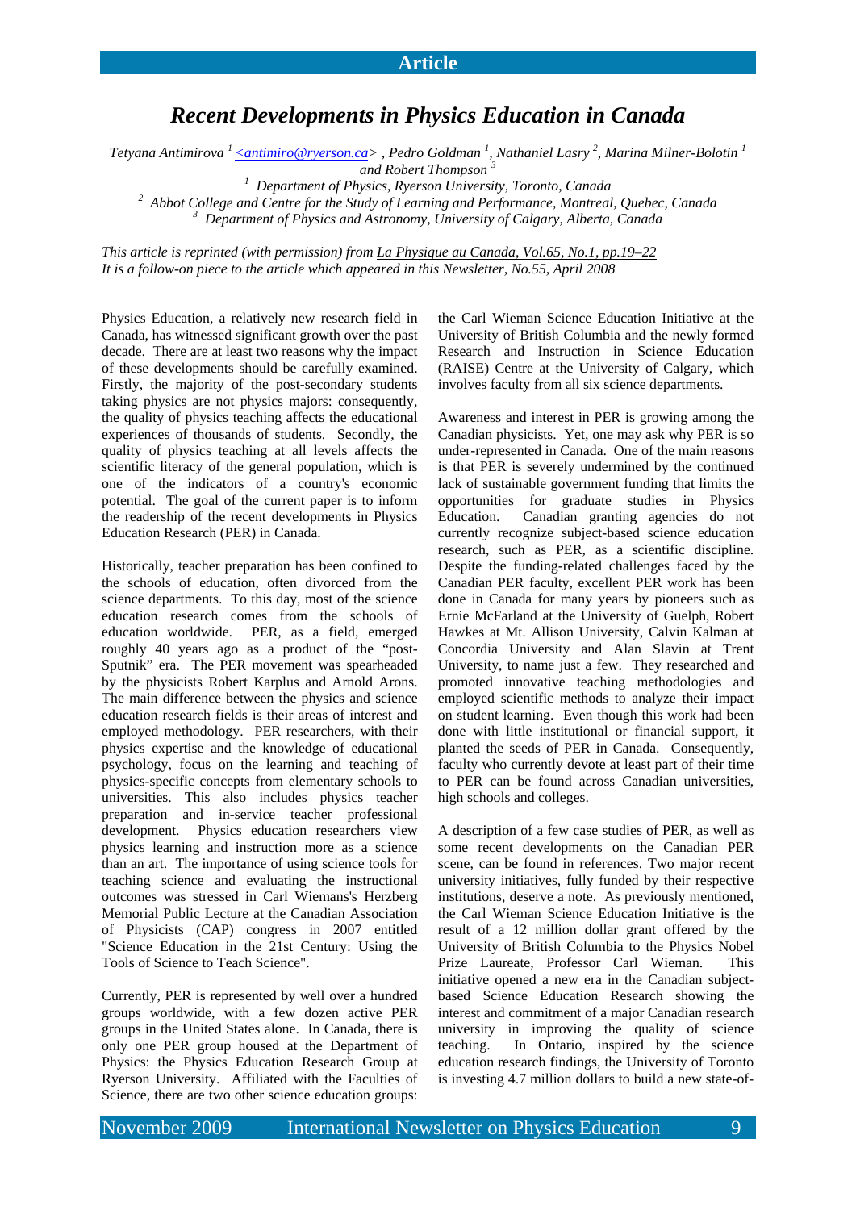**Article**

# *Recent Developments in Physics Education in Canada*

*Tetyana Antimirova [1] <antimiro@ryerson.ca> , Pedro Goldman [1], Nathaniel Lasry [2], Marina Milner-Bolotin [1] and Robert Thompson [3]*

*[1] Department of Physics, Ryerson University, Toronto, Canada*

*[2] Abbot College and Centre for the Study of Learning and Performance, Montreal, Quebec, Canada*

*[3] Department of Physics and Astronomy, University of Calgary, Alberta, Canada*

*This article is reprinted (with permission) from La Physique au Canada, Vol.65, No.1, pp.19–22*
*It is a follow-on piece to the article which appeared in this Newsletter, No.55, April 2008*

Physics Education, a relatively new research field in Canada, has witnessed significant growth over the past decade. There are at least two reasons why the impact of these developments should be carefully examined. Firstly, the majority of the post-secondary students taking physics are not physics majors: consequently, the quality of physics teaching affects the educational experiences of thousands of students. Secondly, the quality of physics teaching at all levels affects the scientific literacy of the general population, which is one of the indicators of a country's economic potential. The goal of the current paper is to inform the readership of the recent developments in Physics Education Research (PER) in Canada.

Historically, teacher preparation has been confined to the schools of education, often divorced from the science departments. To this day, most of the science education research comes from the schools of education worldwide. PER, as a field, emerged roughly 40 years ago as a product of the "post-Sputnik" era. The PER movement was spearheaded by the physicists Robert Karplus and Arnold Arons. The main difference between the physics and science education research fields is their areas of interest and employed methodology. PER researchers, with their physics expertise and the knowledge of educational psychology, focus on the learning and teaching of physics-specific concepts from elementary schools to universities. This also includes physics teacher preparation and in-service teacher professional development. Physics education researchers view physics learning and instruction more as a science than an art. The importance of using science tools for teaching science and evaluating the instructional outcomes was stressed in Carl Wiemans's Herzberg Memorial Public Lecture at the Canadian Association of Physicists (CAP) congress in 2007 entitled "Science Education in the 21st Century: Using the Tools of Science to Teach Science".

Currently, PER is represented by well over a hundred groups worldwide, with a few dozen active PER groups in the United States alone. In Canada, there is only one PER group housed at the Department of Physics: the Physics Education Research Group at Ryerson University. Affiliated with the Faculties of Science, there are two other science education groups: the Carl Wieman Science Education Initiative at the University of British Columbia and the newly formed Research and Instruction in Science Education (RAISE) Centre at the University of Calgary, which involves faculty from all six science departments.

Awareness and interest in PER is growing among the Canadian physicists. Yet, one may ask why PER is so under-represented in Canada. One of the main reasons is that PER is severely undermined by the continued lack of sustainable government funding that limits the opportunities for graduate studies in Physics Education. Canadian granting agencies do not currently recognize subject-based science education research, such as PER, as a scientific discipline. Despite the funding-related challenges faced by the Canadian PER faculty, excellent PER work has been done in Canada for many years by pioneers such as Ernie McFarland at the University of Guelph, Robert Hawkes at Mt. Allison University, Calvin Kalman at Concordia University and Alan Slavin at Trent University, to name just a few. They researched and promoted innovative teaching methodologies and employed scientific methods to analyze their impact on student learning. Even though this work had been done with little institutional or financial support, it planted the seeds of PER in Canada. Consequently, faculty who currently devote at least part of their time to PER can be found across Canadian universities, high schools and colleges.

A description of a few case studies of PER, as well as some recent developments on the Canadian PER scene, can be found in references. Two major recent university initiatives, fully funded by their respective institutions, deserve a note. As previously mentioned, the Carl Wieman Science Education Initiative is the result of a 12 million dollar grant offered by the University of British Columbia to the Physics Nobel Prize Laureate, Professor Carl Wieman. This initiative opened a new era in the Canadian subject-based Science Education Research showing the interest and commitment of a major Canadian research university in improving the quality of science teaching. In Ontario, inspired by the science education research findings, the University of Toronto is investing 4.7 million dollars to build a new state-of-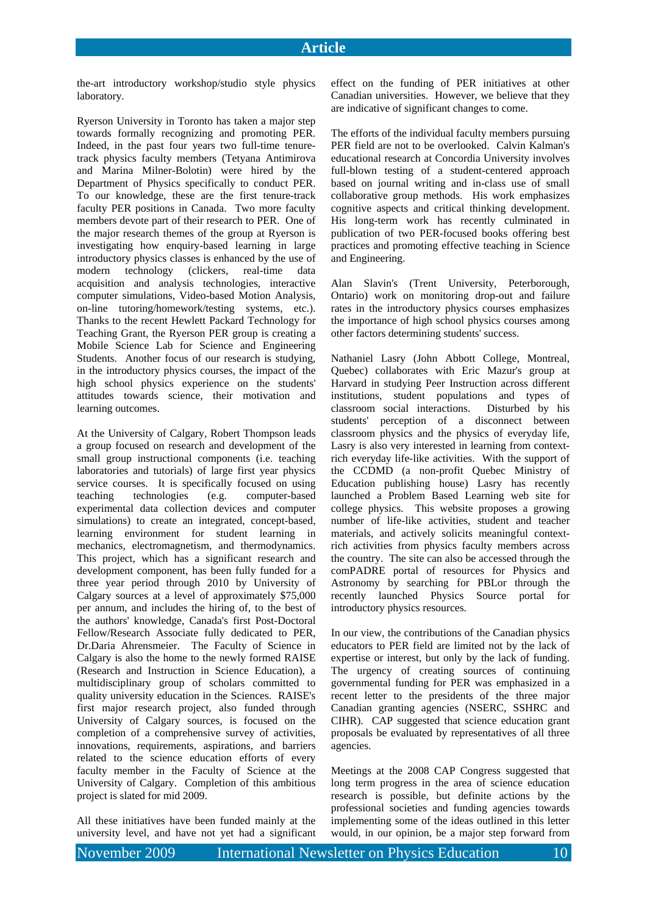the-art introductory workshop/studio style physics laboratory.

Ryerson University in Toronto has taken a major step towards formally recognizing and promoting PER. Indeed, in the past four years two full-time tenure-track physics faculty members (Tetyana Antimirova and Marina Milner-Bolotin) were hired by the Department of Physics specifically to conduct PER. To our knowledge, these are the first tenure-track faculty PER positions in Canada. Two more faculty members devote part of their research to PER. One of the major research themes of the group at Ryerson is investigating how enquiry-based learning in large introductory physics classes is enhanced by the use of modern technology (clickers, real-time data acquisition and analysis technologies, interactive computer simulations, Video-based Motion Analysis, on-line tutoring/homework/testing systems, etc.). Thanks to the recent Hewlett Packard Technology for Teaching Grant, the Ryerson PER group is creating a Mobile Science Lab for Science and Engineering Students. Another focus of our research is studying, in the introductory physics courses, the impact of the high school physics experience on the students' attitudes towards science, their motivation and learning outcomes.

At the University of Calgary, Robert Thompson leads a group focused on research and development of the small group instructional components (i.e. teaching laboratories and tutorials) of large first year physics service courses. It is specifically focused on using teaching technologies (e.g. computer-based experimental data collection devices and computer simulations) to create an integrated, concept-based, learning environment for student learning in mechanics, electromagnetism, and thermodynamics. This project, which has a significant research and development component, has been fully funded for a three year period through 2010 by University of Calgary sources at a level of approximately $75,000 per annum, and includes the hiring of, to the best of the authors' knowledge, Canada's first Post-Doctoral Fellow/Research Associate fully dedicated to PER, Dr.Daria Ahrensmeier. The Faculty of Science in Calgary is also the home to the newly formed RAISE (Research and Instruction in Science Education), a multidisciplinary group of scholars committed to quality university education in the Sciences. RAISE's first major research project, also funded through University of Calgary sources, is focused on the completion of a comprehensive survey of activities, innovations, requirements, aspirations, and barriers related to the science education efforts of every faculty member in the Faculty of Science at the University of Calgary. Completion of this ambitious project is slated for mid 2009.

All these initiatives have been funded mainly at the university level, and have not yet had a significant effect on the funding of PER initiatives at other Canadian universities. However, we believe that they are indicative of significant changes to come.

The efforts of the individual faculty members pursuing PER field are not to be overlooked. Calvin Kalman's educational research at Concordia University involves full-blown testing of a student-centered approach based on journal writing and in-class use of small collaborative group methods. His work emphasizes cognitive aspects and critical thinking development. His long-term work has recently culminated in publication of two PER-focused books offering best practices and promoting effective teaching in Science and Engineering.

Alan Slavin's (Trent University, Peterborough, Ontario) work on monitoring drop-out and failure rates in the introductory physics courses emphasizes the importance of high school physics courses among other factors determining students' success.

Nathaniel Lasry (John Abbott College, Montreal, Quebec) collaborates with Eric Mazur's group at Harvard in studying Peer Instruction across different institutions, student populations and types of classroom social interactions. Disturbed by his students' perception of a disconnect between classroom physics and the physics of everyday life, Lasry is also very interested in learning from context-rich everyday life-like activities. With the support of the CCDMD (a non-profit Quebec Ministry of Education publishing house) Lasry has recently launched a Problem Based Learning web site for college physics. This website proposes a growing number of life-like activities, student and teacher materials, and actively solicits meaningful context-rich activities from physics faculty members across the country. The site can also be accessed through the comPADRE portal of resources for Physics and Astronomy by searching for PBLor through the recently launched Physics Source portal for introductory physics resources.

In our view, the contributions of the Canadian physics educators to PER field are limited not by the lack of expertise or interest, but only by the lack of funding. The urgency of creating sources of continuing governmental funding for PER was emphasized in a recent letter to the presidents of the three major Canadian granting agencies (NSERC, SSHRC and CIHR). CAP suggested that science education grant proposals be evaluated by representatives of all three agencies.

Meetings at the 2008 CAP Congress suggested that long term progress in the area of science education research is possible, but definite actions by the professional societies and funding agencies towards implementing some of the ideas outlined in this letter would, in our opinion, be a major step forward from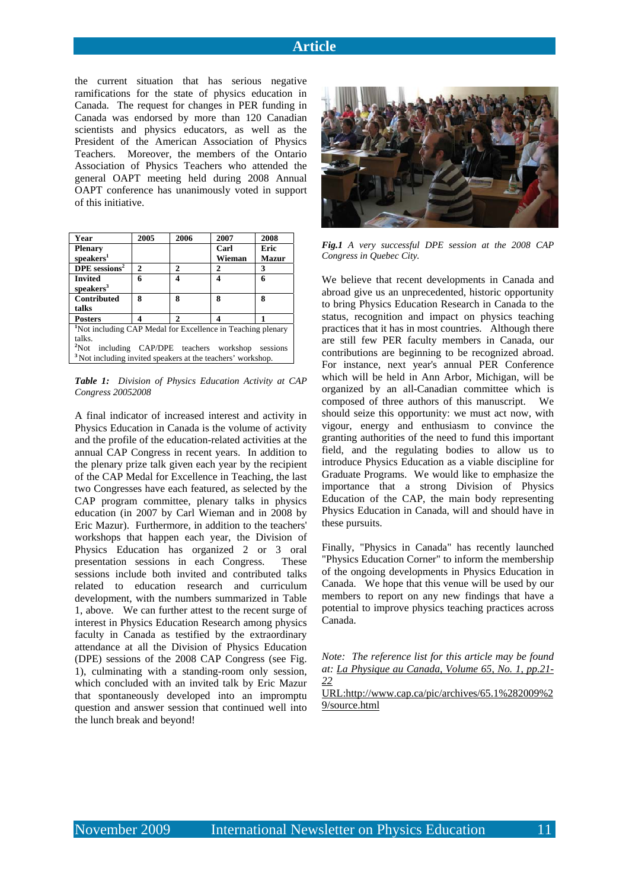the current situation that has serious negative ramifications for the state of physics education in Canada. The request for changes in PER funding in Canada was endorsed by more than 120 Canadian scientists and physics educators, as well as the President of the American Association of Physics Teachers. Moreover, the members of the Ontario Association of Physics Teachers who attended the general OAPT meeting held during 2008 Annual OAPT conference has unanimously voted in support of this initiative.

| Year | 2005 | 2006 | 2007 | 2008 |
|---|---|---|---|---|
| **Plenary speakers**[1] | | | **Carl Wieman** | **Eric Mazur** |
| **DPE sessions**[2] | 2 | 2 | 2 | 3 |
| **Invited speakers**[3] | 6 | 4 | 4 | 6 |
| **Contributed talks** | 8 | 8 | 8 | 8 |
| **Posters** | 4 | 2 | 4 | 1 |

[1]Not including CAP Medal for Excellence in Teaching plenary talks.
[2]Not including CAP/DPE teachers workshop sessions
[3]Not including invited speakers at the teachers' workshop.

***Table 1:*** *Division of Physics Education Activity at CAP Congress 20052008*

A final indicator of increased interest and activity in Physics Education in Canada is the volume of activity and the profile of the education-related activities at the annual CAP Congress in recent years. In addition to the plenary prize talk given each year by the recipient of the CAP Medal for Excellence in Teaching, the last two Congresses have each featured, as selected by the CAP program committee, plenary talks in physics education (in 2007 by Carl Wieman and in 2008 by Eric Mazur). Furthermore, in addition to the teachers' workshops that happen each year, the Division of Physics Education has organized 2 or 3 oral presentation sessions in each Congress. These sessions include both invited and contributed talks related to education research and curriculum development, with the numbers summarized in Table 1, above. We can further attest to the recent surge of interest in Physics Education Research among physics faculty in Canada as testified by the extraordinary attendance at all the Division of Physics Education (DPE) sessions of the 2008 CAP Congress (see Fig. 1), culminating with a standing-room only session, which concluded with an invited talk by Eric Mazur that spontaneously developed into an impromptu question and answer session that continued well into the lunch break and beyond!

***Fig.1*** *A very successful DPE session at the 2008 CAP Congress in Quebec City.*

We believe that recent developments in Canada and abroad give us an unprecedented, historic opportunity to bring Physics Education Research in Canada to the status, recognition and impact on physics teaching practices that it has in most countries. Although there are still few PER faculty members in Canada, our contributions are beginning to be recognized abroad. For instance, next year's annual PER Conference which will be held in Ann Arbor, Michigan, will be organized by an all-Canadian committee which is composed of three authors of this manuscript. We should seize this opportunity: we must act now, with vigour, energy and enthusiasm to convince the granting authorities of the need to fund this important field, and the regulating bodies to allow us to introduce Physics Education as a viable discipline for Graduate Programs. We would like to emphasize the importance that a strong Division of Physics Education of the CAP, the main body representing Physics Education in Canada, will and should have in these pursuits.

Finally, "Physics in Canada" has recently launched "Physics Education Corner" to inform the membership of the ongoing developments in Physics Education in Canada. We hope that this venue will be used by our members to report on any new findings that have a potential to improve physics teaching practices across Canada.

*Note: The reference list for this article may be found at: La Physique au Canada, Volume 65, No. 1, pp.21-22*
URL:http://www.cap.ca/pic/archives/65.1%282009%29/source.html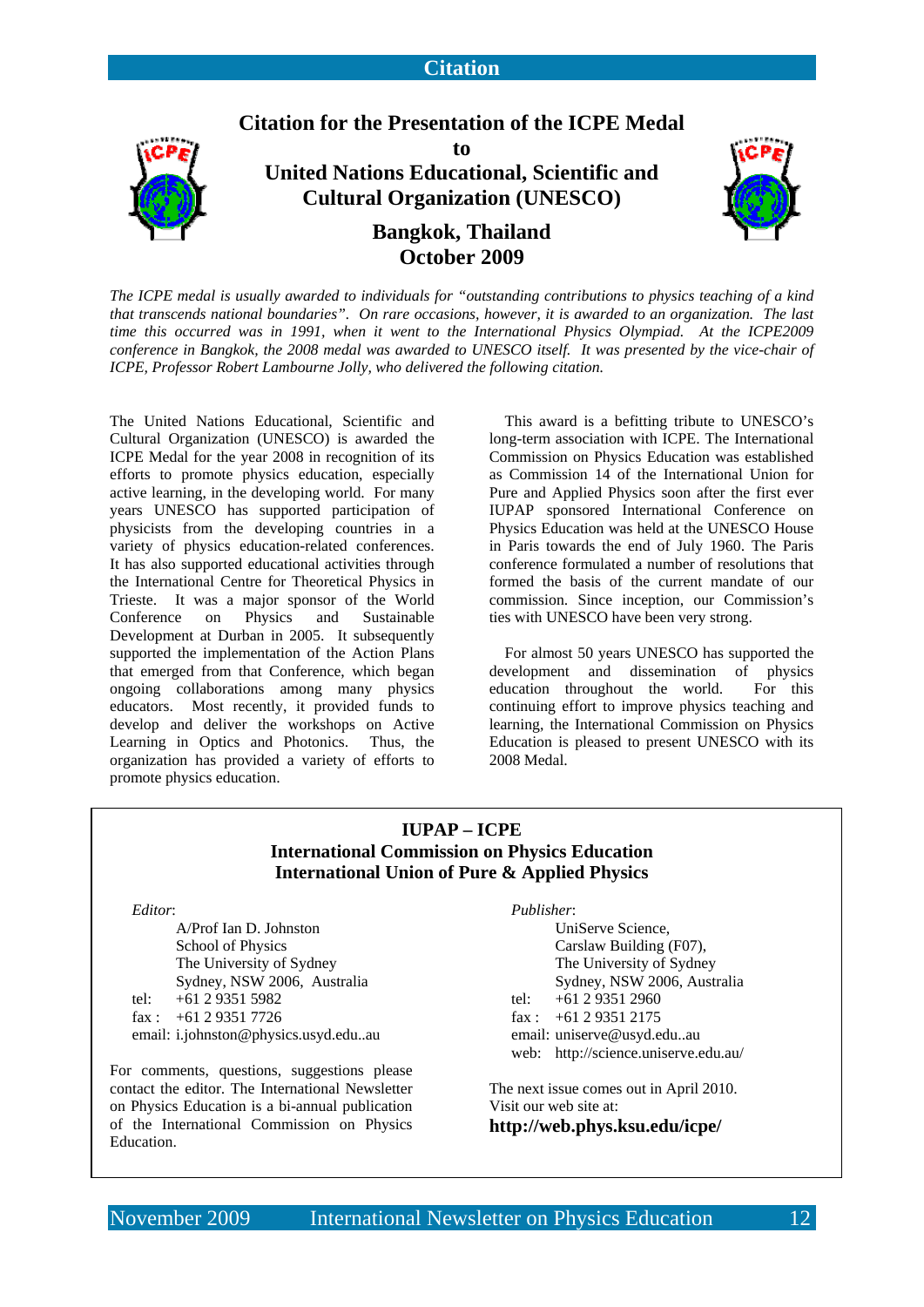# Citation

## Citation for the Presentation of the ICPE Medal to United Nations Educational, Scientific and Cultural Organization (UNESCO)

### Bangkok, Thailand October 2009

*The ICPE medal is usually awarded to individuals for "outstanding contributions to physics teaching of a kind that transcends national boundaries". On rare occasions, however, it is awarded to an organization. The last time this occurred was in 1991, when it went to the International Physics Olympiad. At the ICPE2009 conference in Bangkok, the 2008 medal was awarded to UNESCO itself. It was presented by the vice-chair of ICPE, Professor Robert Lambourne Jolly, who delivered the following citation.*

The United Nations Educational, Scientific and Cultural Organization (UNESCO) is awarded the ICPE Medal for the year 2008 in recognition of its efforts to promote physics education, especially active learning, in the developing world. For many years UNESCO has supported participation of physicists from the developing countries in a variety of physics education-related conferences. It has also supported educational activities through the International Centre for Theoretical Physics in Trieste. It was a major sponsor of the World Conference on Physics and Sustainable Development at Durban in 2005. It subsequently supported the implementation of the Action Plans that emerged from that Conference, which began ongoing collaborations among many physics educators. Most recently, it provided funds to develop and deliver the workshops on Active Learning in Optics and Photonics. Thus, the organization has provided a variety of efforts to promote physics education.

This award is a befitting tribute to UNESCO's long-term association with ICPE. The International Commission on Physics Education was established as Commission 14 of the International Union for Pure and Applied Physics soon after the first ever IUPAP sponsored International Conference on Physics Education was held at the UNESCO House in Paris towards the end of July 1960. The Paris conference formulated a number of resolutions that formed the basis of the current mandate of our commission. Since inception, our Commission's ties with UNESCO have been very strong.

For almost 50 years UNESCO has supported the development and dissemination of physics education throughout the world. For this continuing effort to improve physics teaching and learning, the International Commission on Physics Education is pleased to present UNESCO with its 2008 Medal.

---

**IUPAP – ICPE**
**International Commission on Physics Education**
**International Union of Pure & Applied Physics**

*Editor*:

A/Prof Ian D. Johnston
School of Physics
The University of Sydney
Sydney, NSW 2006, Australia
tel: +61 2 9351 5982
fax : +61 2 9351 7726
email: i.johnston@physics.usyd.edu..au

For comments, questions, suggestions please contact the editor. The International Newsletter on Physics Education is a bi-annual publication of the International Commission on Physics Education.

*Publisher*:

UniServe Science,
Carslaw Building (F07),
The University of Sydney
Sydney, NSW 2006, Australia
tel: +61 2 9351 2960
fax : +61 2 9351 2175
email: uniserve@usyd.edu..au
web: http://science.uniserve.edu.au/

The next issue comes out in April 2010.
Visit our web site at:
**http://web.phys.ksu.edu/icpe/**